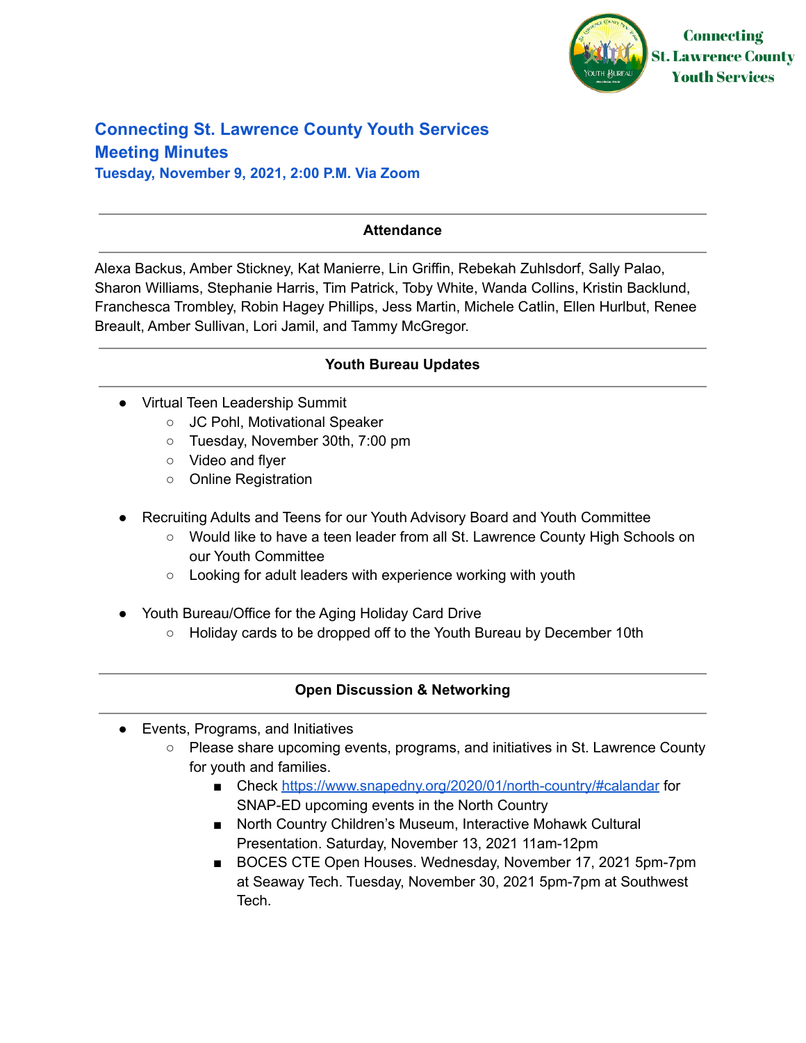Connecting St. Lawrence County Youth Services

# Connecting St. Lawrence County Youth Services
# Meeting Minutes
### Tuesday, November 9, 2021, 2:00 P.M. Via Zoom

---

**Attendance**

---

Alexa Backus, Amber Stickney, Kat Manierre, Lin Griffin, Rebekah Zuhlsdorf, Sally Palao, Sharon Williams, Stephanie Harris, Tim Patrick, Toby White, Wanda Collins, Kristin Backlund, Franchesca Trombley, Robin Hagey Phillips, Jess Martin, Michele Catlin, Ellen Hurlbut, Renee Breault, Amber Sullivan, Lori Jamil, and Tammy McGregor.

---

**Youth Bureau Updates**

---

- Virtual Teen Leadership Summit
  - JC Pohl, Motivational Speaker
  - Tuesday, November 30th, 7:00 pm
  - Video and flyer
  - Online Registration

- Recruiting Adults and Teens for our Youth Advisory Board and Youth Committee
  - Would like to have a teen leader from all St. Lawrence County High Schools on our Youth Committee
  - Looking for adult leaders with experience working with youth

- Youth Bureau/Office for the Aging Holiday Card Drive
  - Holiday cards to be dropped off to the Youth Bureau by December 10th

---

**Open Discussion & Networking**

---

- Events, Programs, and Initiatives
  - Please share upcoming events, programs, and initiatives in St. Lawrence County for youth and families.
    - Check [https://www.snapedny.org/2020/01/north-country/#calandar](https://www.snapedny.org/2020/01/north-country/#calandar) for SNAP-ED upcoming events in the North Country
    - North Country Children's Museum, Interactive Mohawk Cultural Presentation. Saturday, November 13, 2021 11am-12pm
    - BOCES CTE Open Houses. Wednesday, November 17, 2021 5pm-7pm at Seaway Tech. Tuesday, November 30, 2021 5pm-7pm at Southwest Tech.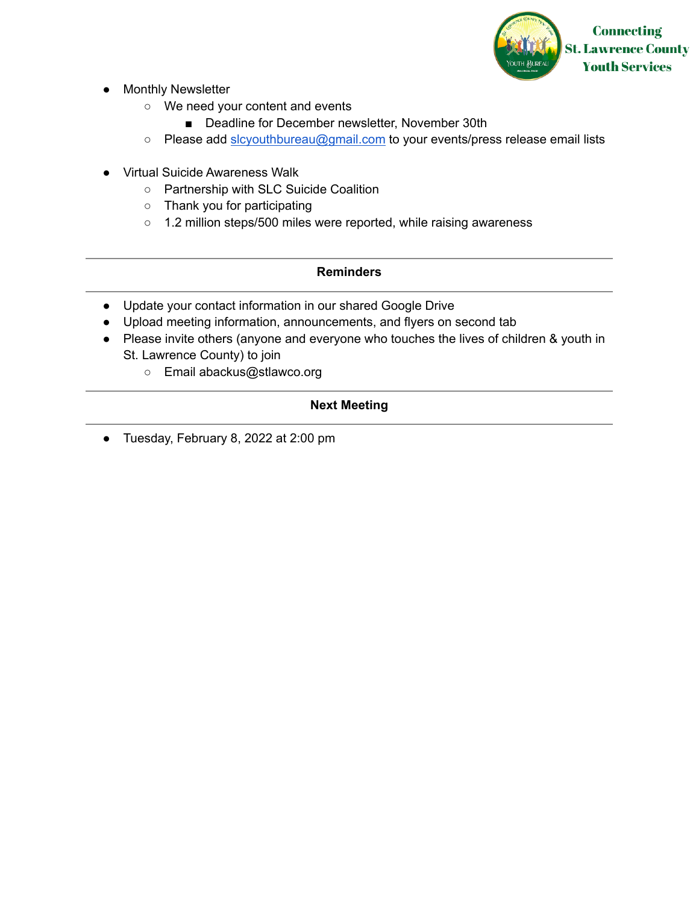- Monthly Newsletter
  - We need your content and events
    - Deadline for December newsletter, November 30th
  - Please add slcyouthbureau@gmail.com to your events/press release email lists

- Virtual Suicide Awareness Walk
  - Partnership with SLC Suicide Coalition
  - Thank you for participating
  - 1.2 million steps/500 miles were reported, while raising awareness

---

**Reminders**

---

- Update your contact information in our shared Google Drive
- Upload meeting information, announcements, and flyers on second tab
- Please invite others (anyone and everyone who touches the lives of children & youth in St. Lawrence County) to join
  - Email abackus@stlawco.org

---

**Next Meeting**

---

- Tuesday, February 8, 2022 at 2:00 pm